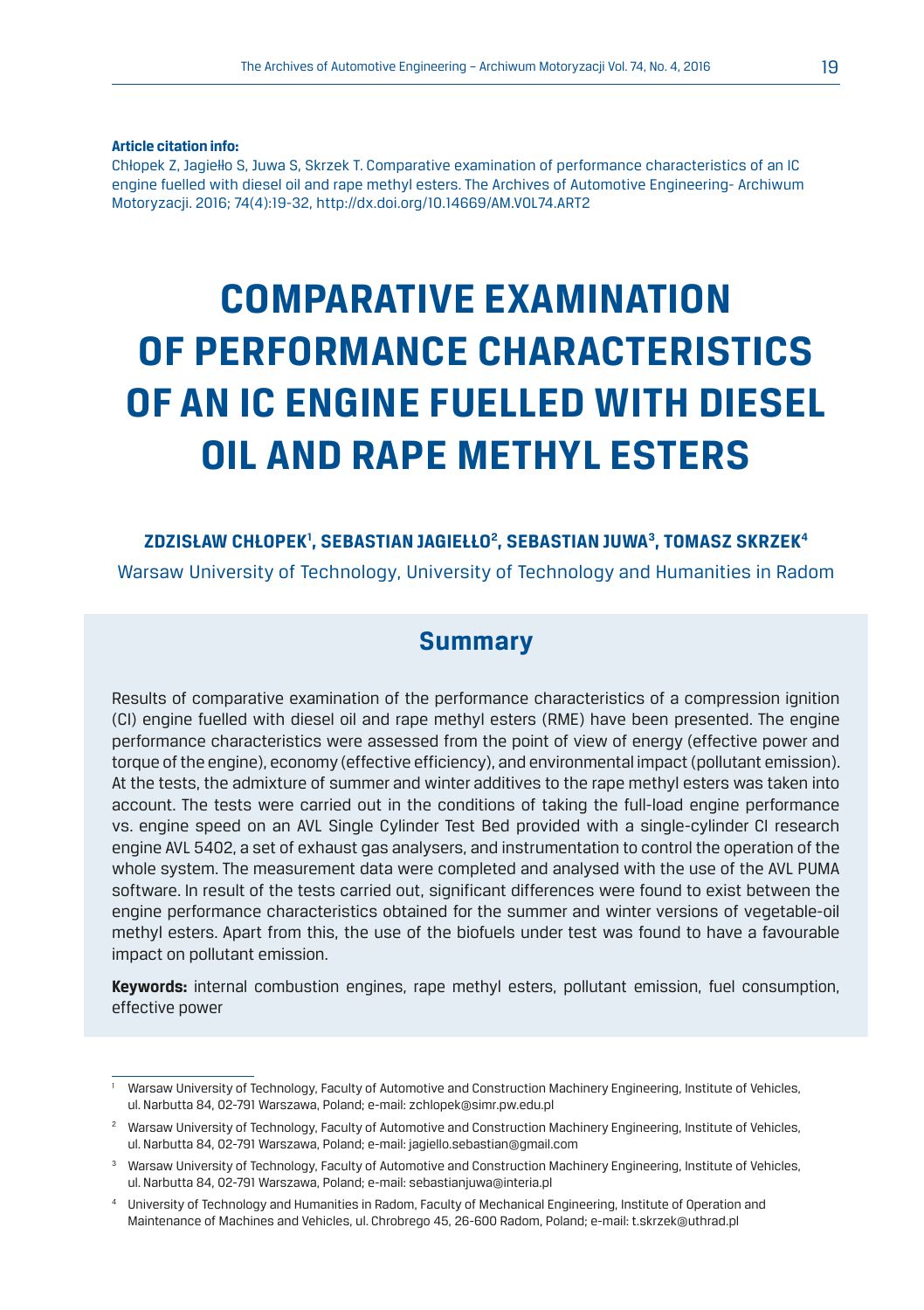**Article citation info:**
Chłopek Z, Jagiełło S, Juwa S, Skrzek T. Comparative examination of performance characteristics of an IC engine fuelled with diesel oil and rape methyl esters. The Archives of Automotive Engineering- Archiwum Motoryzacji. 2016; 74(4):19-32, http://dx.doi.org/10.14669/AM.VOL74.ART2

# COMPARATIVE EXAMINATION OF PERFORMANCE CHARACTERISTICS OF AN IC ENGINE FUELLED WITH DIESEL OIL AND RAPE METHYL ESTERS

**ZDZISŁAW CHŁOPEK[1], SEBASTIAN JAGIEŁŁO[2], SEBASTIAN JUWA[3], TOMASZ SKRZEK[4]**

Warsaw University of Technology, University of Technology and Humanities in Radom

## Summary

Results of comparative examination of the performance characteristics of a compression ignition (CI) engine fuelled with diesel oil and rape methyl esters (RME) have been presented. The engine performance characteristics were assessed from the point of view of energy (effective power and torque of the engine), economy (effective efficiency), and environmental impact (pollutant emission). At the tests, the admixture of summer and winter additives to the rape methyl esters was taken into account. The tests were carried out in the conditions of taking the full-load engine performance vs. engine speed on an AVL Single Cylinder Test Bed provided with a single-cylinder CI research engine AVL 5402, a set of exhaust gas analysers, and instrumentation to control the operation of the whole system. The measurement data were completed and analysed with the use of the AVL PUMA software. In result of the tests carried out, significant differences were found to exist between the engine performance characteristics obtained for the summer and winter versions of vegetable-oil methyl esters. Apart from this, the use of the biofuels under test was found to have a favourable impact on pollutant emission.

**Keywords:** internal combustion engines, rape methyl esters, pollutant emission, fuel consumption, effective power

---

[1] Warsaw University of Technology, Faculty of Automotive and Construction Machinery Engineering, Institute of Vehicles, ul. Narbutta 84, 02-791 Warszawa, Poland; e-mail: zchlopek@simr.pw.edu.pl

[2] Warsaw University of Technology, Faculty of Automotive and Construction Machinery Engineering, Institute of Vehicles, ul. Narbutta 84, 02-791 Warszawa, Poland; e-mail: jagiello.sebastian@gmail.com

[3] Warsaw University of Technology, Faculty of Automotive and Construction Machinery Engineering, Institute of Vehicles, ul. Narbutta 84, 02-791 Warszawa, Poland; e-mail: sebastianjuwa@interia.pl

[4] University of Technology and Humanities in Radom, Faculty of Mechanical Engineering, Institute of Operation and Maintenance of Machines and Vehicles, ul. Chrobrego 45, 26-600 Radom, Poland; e-mail: t.skrzek@uthrad.pl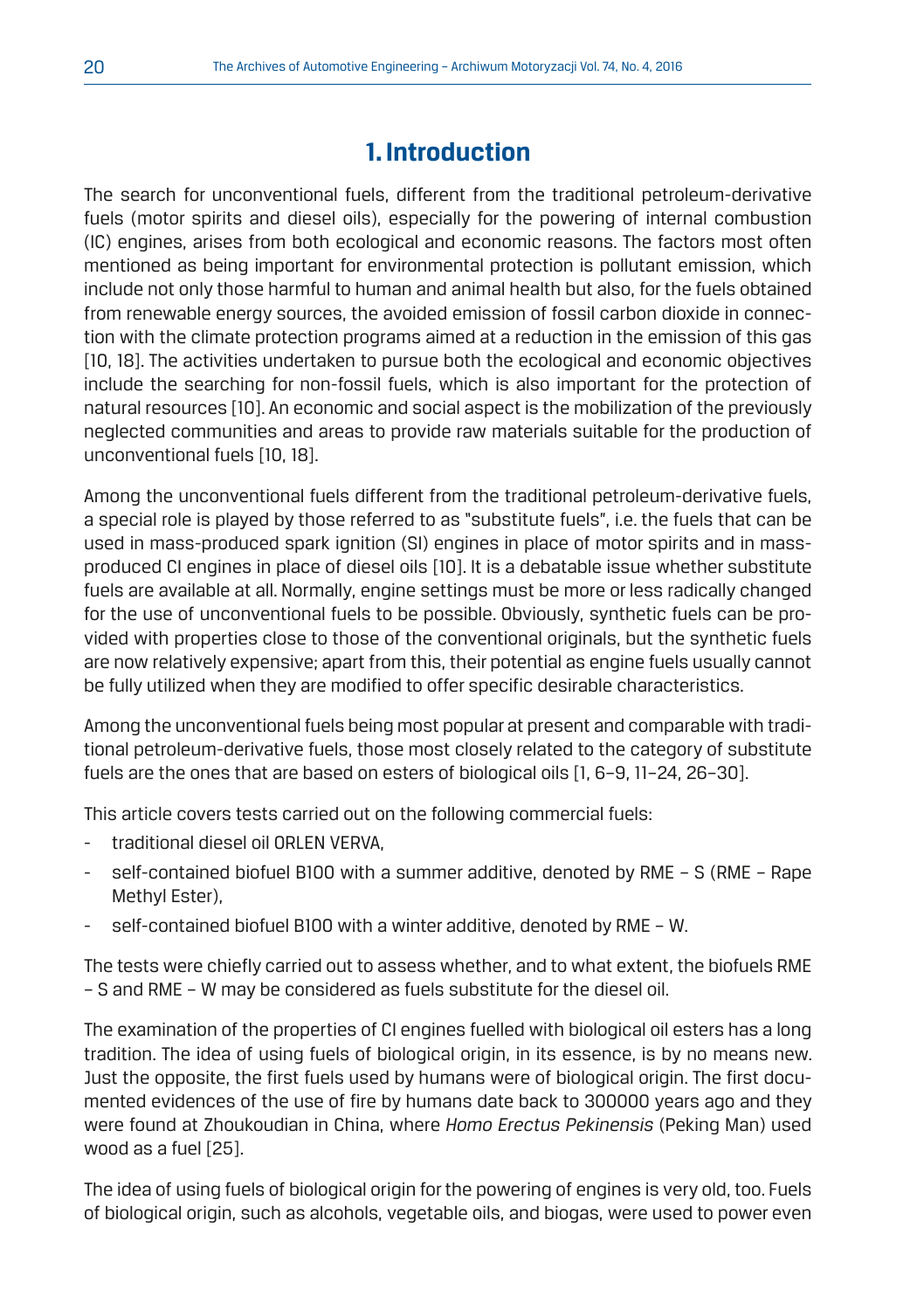## 1. Introduction

The search for unconventional fuels, different from the traditional petroleum-derivative fuels (motor spirits and diesel oils), especially for the powering of internal combustion (IC) engines, arises from both ecological and economic reasons. The factors most often mentioned as being important for environmental protection is pollutant emission, which include not only those harmful to human and animal health but also, for the fuels obtained from renewable energy sources, the avoided emission of fossil carbon dioxide in connection with the climate protection programs aimed at a reduction in the emission of this gas [10, 18]. The activities undertaken to pursue both the ecological and economic objectives include the searching for non-fossil fuels, which is also important for the protection of natural resources [10]. An economic and social aspect is the mobilization of the previously neglected communities and areas to provide raw materials suitable for the production of unconventional fuels [10, 18].

Among the unconventional fuels different from the traditional petroleum-derivative fuels, a special role is played by those referred to as "substitute fuels", i.e. the fuels that can be used in mass-produced spark ignition (SI) engines in place of motor spirits and in mass-produced CI engines in place of diesel oils [10]. It is a debatable issue whether substitute fuels are available at all. Normally, engine settings must be more or less radically changed for the use of unconventional fuels to be possible. Obviously, synthetic fuels can be provided with properties close to those of the conventional originals, but the synthetic fuels are now relatively expensive; apart from this, their potential as engine fuels usually cannot be fully utilized when they are modified to offer specific desirable characteristics.

Among the unconventional fuels being most popular at present and comparable with traditional petroleum-derivative fuels, those most closely related to the category of substitute fuels are the ones that are based on esters of biological oils [1, 6–9, 11–24, 26–30].

This article covers tests carried out on the following commercial fuels:

- traditional diesel oil ORLEN VERVA,
- self-contained biofuel B100 with a summer additive, denoted by RME – S (RME – Rape Methyl Ester),
- self-contained biofuel B100 with a winter additive, denoted by RME – W.

The tests were chiefly carried out to assess whether, and to what extent, the biofuels RME – S and RME – W may be considered as fuels substitute for the diesel oil.

The examination of the properties of CI engines fuelled with biological oil esters has a long tradition. The idea of using fuels of biological origin, in its essence, is by no means new. Just the opposite, the first fuels used by humans were of biological origin. The first documented evidences of the use of fire by humans date back to 300000 years ago and they were found at Zhoukoudian in China, where *Homo Erectus Pekinensis* (Peking Man) used wood as a fuel [25].

The idea of using fuels of biological origin for the powering of engines is very old, too. Fuels of biological origin, such as alcohols, vegetable oils, and biogas, were used to power even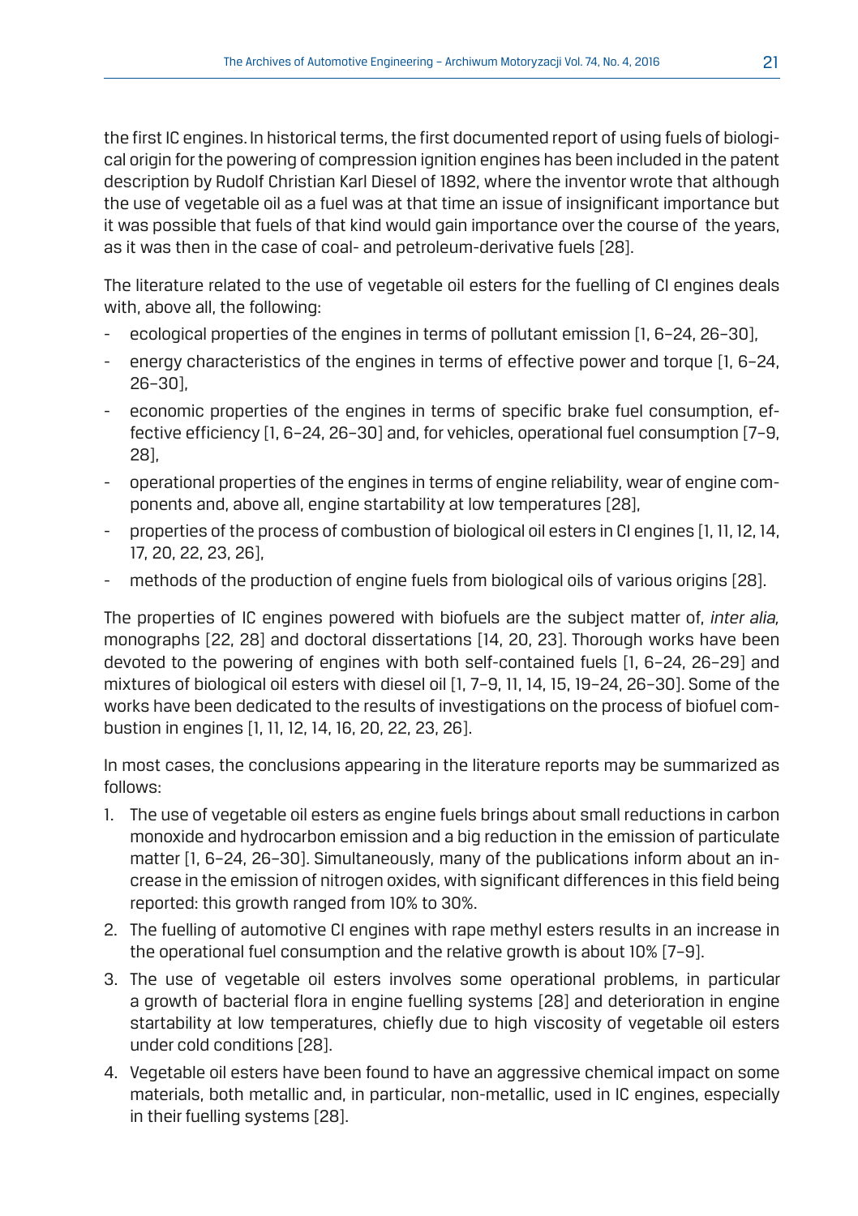the first IC engines. In historical terms, the first documented report of using fuels of biological origin for the powering of compression ignition engines has been included in the patent description by Rudolf Christian Karl Diesel of 1892, where the inventor wrote that although the use of vegetable oil as a fuel was at that time an issue of insignificant importance but it was possible that fuels of that kind would gain importance over the course of the years, as it was then in the case of coal- and petroleum-derivative fuels [28].

The literature related to the use of vegetable oil esters for the fuelling of CI engines deals with, above all, the following:

- ecological properties of the engines in terms of pollutant emission [1, 6–24, 26–30],
- energy characteristics of the engines in terms of effective power and torque [1, 6–24, 26–30],
- economic properties of the engines in terms of specific brake fuel consumption, effective efficiency [1, 6–24, 26–30] and, for vehicles, operational fuel consumption [7–9, 28],
- operational properties of the engines in terms of engine reliability, wear of engine components and, above all, engine startability at low temperatures [28],
- properties of the process of combustion of biological oil esters in CI engines [1, 11, 12, 14, 17, 20, 22, 23, 26],
- methods of the production of engine fuels from biological oils of various origins [28].

The properties of IC engines powered with biofuels are the subject matter of, *inter alia,* monographs [22, 28] and doctoral dissertations [14, 20, 23]. Thorough works have been devoted to the powering of engines with both self-contained fuels [1, 6–24, 26–29] and mixtures of biological oil esters with diesel oil [1, 7–9, 11, 14, 15, 19–24, 26–30]. Some of the works have been dedicated to the results of investigations on the process of biofuel combustion in engines [1, 11, 12, 14, 16, 20, 22, 23, 26].

In most cases, the conclusions appearing in the literature reports may be summarized as follows:

1. The use of vegetable oil esters as engine fuels brings about small reductions in carbon monoxide and hydrocarbon emission and a big reduction in the emission of particulate matter [1, 6–24, 26–30]. Simultaneously, many of the publications inform about an increase in the emission of nitrogen oxides, with significant differences in this field being reported: this growth ranged from 10% to 30%.
2. The fuelling of automotive CI engines with rape methyl esters results in an increase in the operational fuel consumption and the relative growth is about 10% [7–9].
3. The use of vegetable oil esters involves some operational problems, in particular a growth of bacterial flora in engine fuelling systems [28] and deterioration in engine startability at low temperatures, chiefly due to high viscosity of vegetable oil esters under cold conditions [28].
4. Vegetable oil esters have been found to have an aggressive chemical impact on some materials, both metallic and, in particular, non-metallic, used in IC engines, especially in their fuelling systems [28].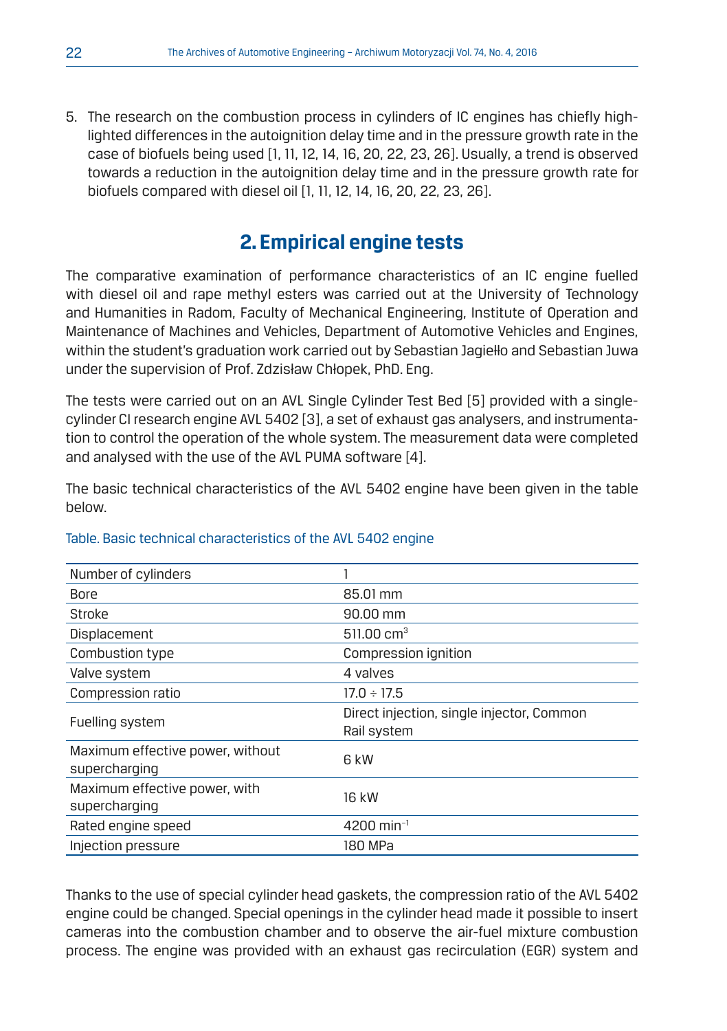5. The research on the combustion process in cylinders of IC engines has chiefly highlighted differences in the autoignition delay time and in the pressure growth rate in the case of biofuels being used [1, 11, 12, 14, 16, 20, 22, 23, 26]. Usually, a trend is observed towards a reduction in the autoignition delay time and in the pressure growth rate for biofuels compared with diesel oil [1, 11, 12, 14, 16, 20, 22, 23, 26].

## 2. Empirical engine tests

The comparative examination of performance characteristics of an IC engine fuelled with diesel oil and rape methyl esters was carried out at the University of Technology and Humanities in Radom, Faculty of Mechanical Engineering, Institute of Operation and Maintenance of Machines and Vehicles, Department of Automotive Vehicles and Engines, within the student's graduation work carried out by Sebastian Jagiełło and Sebastian Juwa under the supervision of Prof. Zdzisław Chłopek, PhD. Eng.

The tests were carried out on an AVL Single Cylinder Test Bed [5] provided with a single-cylinder CI research engine AVL 5402 [3], a set of exhaust gas analysers, and instrumentation to control the operation of the whole system. The measurement data were completed and analysed with the use of the AVL PUMA software [4].

The basic technical characteristics of the AVL 5402 engine have been given in the table below.

Table. Basic technical characteristics of the AVL 5402 engine

| | |
|---|---|
| Number of cylinders | 1 |
| Bore | 85.01 mm |
| Stroke | 90.00 mm |
| Displacement | 511.00 cm$^3$ |
| Combustion type | Compression ignition |
| Valve system | 4 valves |
| Compression ratio | 17.0 ÷ 17.5 |
| Fuelling system | Direct injection, single injector, Common Rail system |
| Maximum effective power, without supercharging | 6 kW |
| Maximum effective power, with supercharging | 16 kW |
| Rated engine speed | 4200 min$^{-1}$ |
| Injection pressure | 180 MPa |

Thanks to the use of special cylinder head gaskets, the compression ratio of the AVL 5402 engine could be changed. Special openings in the cylinder head made it possible to insert cameras into the combustion chamber and to observe the air-fuel mixture combustion process. The engine was provided with an exhaust gas recirculation (EGR) system and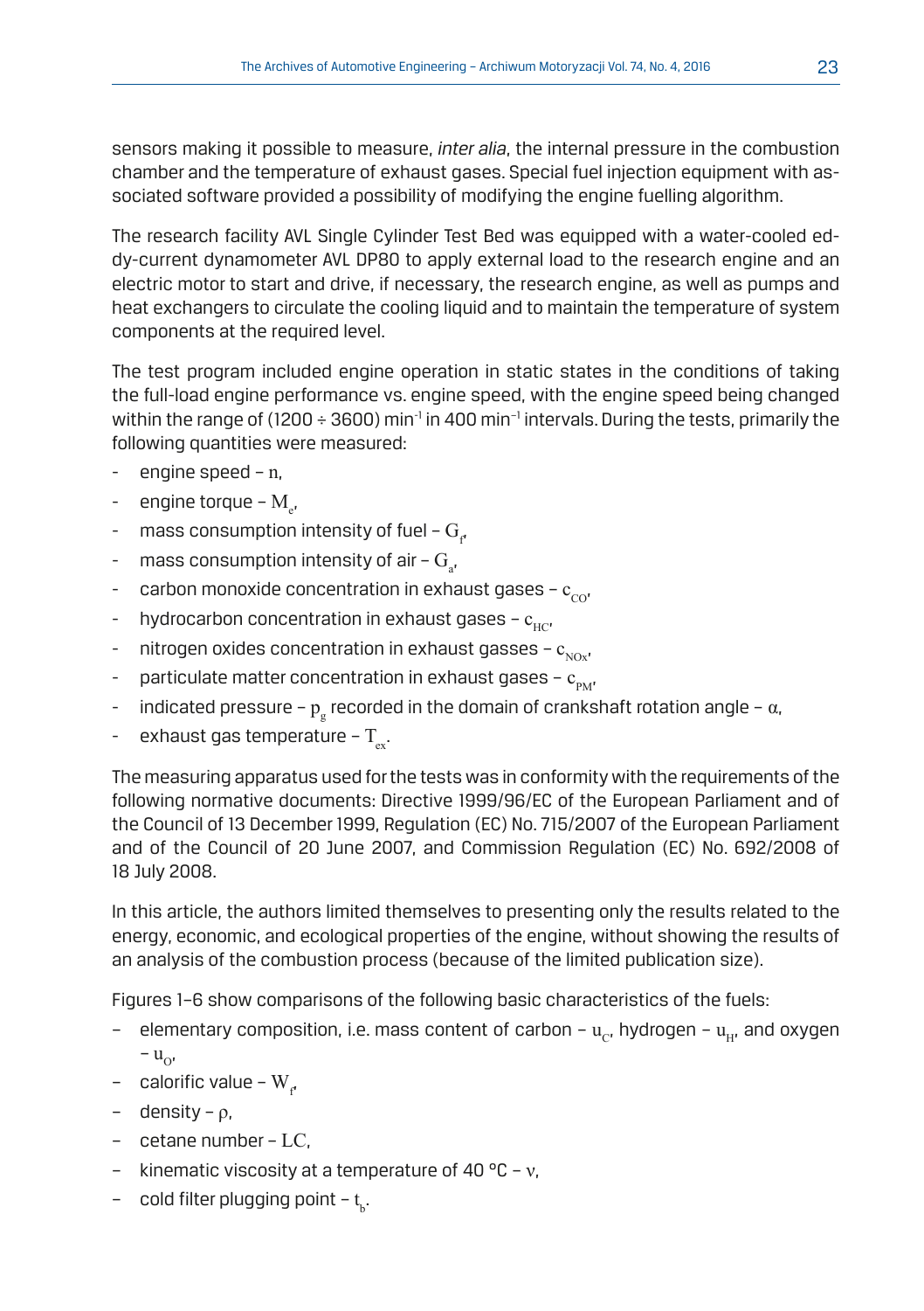sensors making it possible to measure, *inter alia*, the internal pressure in the combustion chamber and the temperature of exhaust gases. Special fuel injection equipment with associated software provided a possibility of modifying the engine fuelling algorithm.

The research facility AVL Single Cylinder Test Bed was equipped with a water-cooled eddy-current dynamometer AVL DP80 to apply external load to the research engine and an electric motor to start and drive, if necessary, the research engine, as well as pumps and heat exchangers to circulate the cooling liquid and to maintain the temperature of system components at the required level.

The test program included engine operation in static states in the conditions of taking the full-load engine performance vs. engine speed, with the engine speed being changed within the range of (1200 ÷ 3600) $min^{-1}$ in 400 $min^{-1}$ intervals. During the tests, primarily the following quantities were measured:

- engine speed – $n$,
- engine torque – $M_e$,
- mass consumption intensity of fuel – $G_f$,
- mass consumption intensity of air – $G_a$,
- carbon monoxide concentration in exhaust gases – $c_{CO}$,
- hydrocarbon concentration in exhaust gases – $c_{HC}$,
- nitrogen oxides concentration in exhaust gasses – $c_{NOx}$,
- particulate matter concentration in exhaust gases – $c_{PM}$,
- indicated pressure – $p_g$ recorded in the domain of crankshaft rotation angle – $\alpha$,
- exhaust gas temperature – $T_{ex}$.

The measuring apparatus used for the tests was in conformity with the requirements of the following normative documents: Directive 1999/96/EC of the European Parliament and of the Council of 13 December 1999, Regulation (EC) No. 715/2007 of the European Parliament and of the Council of 20 June 2007, and Commission Regulation (EC) No. 692/2008 of 18 July 2008.

In this article, the authors limited themselves to presenting only the results related to the energy, economic, and ecological properties of the engine, without showing the results of an analysis of the combustion process (because of the limited publication size).

Figures 1–6 show comparisons of the following basic characteristics of the fuels:

– elementary composition, i.e. mass content of carbon – $u_C$, hydrogen – $u_H$, and oxygen – $u_O$,
– calorific value – $W_f$,
– density – $\rho$,
– cetane number – $LC$,
– kinematic viscosity at a temperature of 40 °C – $\nu$,
– cold filter plugging point – $t_b$.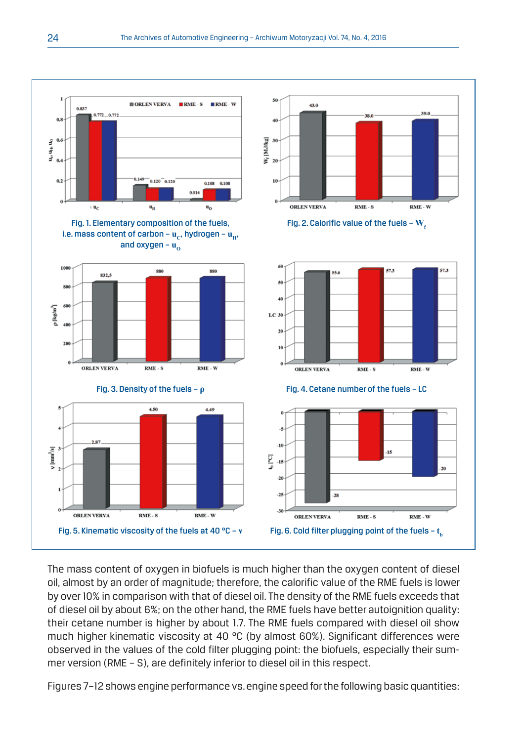Fig. 1. Elementary composition of the fuels, i.e. mass content of carbon – $u_C$, hydrogen – $u_H$, and oxygen – $u_O$

Fig. 2. Calorific value of the fuels – $W_f$

Fig. 3. Density of the fuels – $\rho$

Fig. 4. Cetane number of the fuels – LC

Fig. 5. Kinematic viscosity of the fuels at 40 °C – $\nu$

Fig. 6. Cold filter plugging point of the fuels – $t_b$

The mass content of oxygen in biofuels is much higher than the oxygen content of diesel oil, almost by an order of magnitude; therefore, the calorific value of the RME fuels is lower by over 10% in comparison with that of diesel oil. The density of the RME fuels exceeds that of diesel oil by about 6%; on the other hand, the RME fuels have better autoignition quality: their cetane number is higher by about 1.7. The RME fuels compared with diesel oil show much higher kinematic viscosity at 40 °C (by almost 60%). Significant differences were observed in the values of the cold filter plugging point: the biofuels, especially their summer version (RME – S), are definitely inferior to diesel oil in this respect.

Figures 7–12 shows engine performance vs. engine speed for the following basic quantities: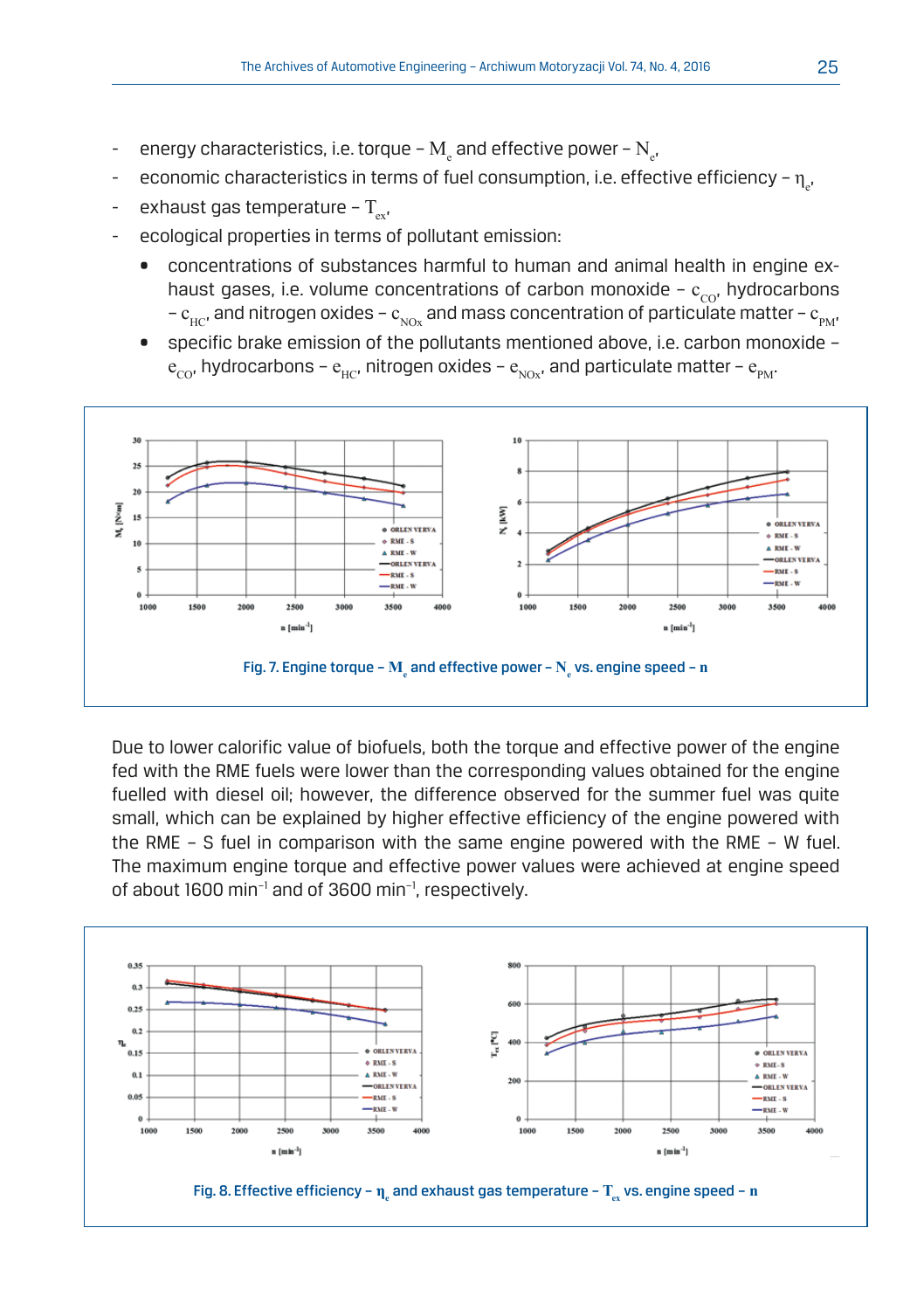- energy characteristics, i.e. torque – $M_e$ and effective power – $N_e$,
- economic characteristics in terms of fuel consumption, i.e. effective efficiency – $\eta_e$,
- exhaust gas temperature – $T_{ex}$,
- ecological properties in terms of pollutant emission:
  - concentrations of substances harmful to human and animal health in engine exhaust gases, i.e. volume concentrations of carbon monoxide – $c_{CO}$, hydrocarbons – $c_{HC}$, and nitrogen oxides – $c_{NOx}$ and mass concentration of particulate matter – $c_{PM}$,
  - specific brake emission of the pollutants mentioned above, i.e. carbon monoxide – $e_{CO}$, hydrocarbons – $e_{HC}$, nitrogen oxides – $e_{NOx}$, and particulate matter – $e_{PM}$.

Fig. 7. Engine torque – $M_e$ and effective power – $N_e$ vs. engine speed – n

Due to lower calorific value of biofuels, both the torque and effective power of the engine fed with the RME fuels were lower than the corresponding values obtained for the engine fuelled with diesel oil; however, the difference observed for the summer fuel was quite small, which can be explained by higher effective efficiency of the engine powered with the RME – S fuel in comparison with the same engine powered with the RME – W fuel. The maximum engine torque and effective power values were achieved at engine speed of about 1600 min$^{-1}$ and of 3600 min$^{-1}$, respectively.

Fig. 8. Effective efficiency – $\eta_e$ and exhaust gas temperature – $T_{ex}$ vs. engine speed – n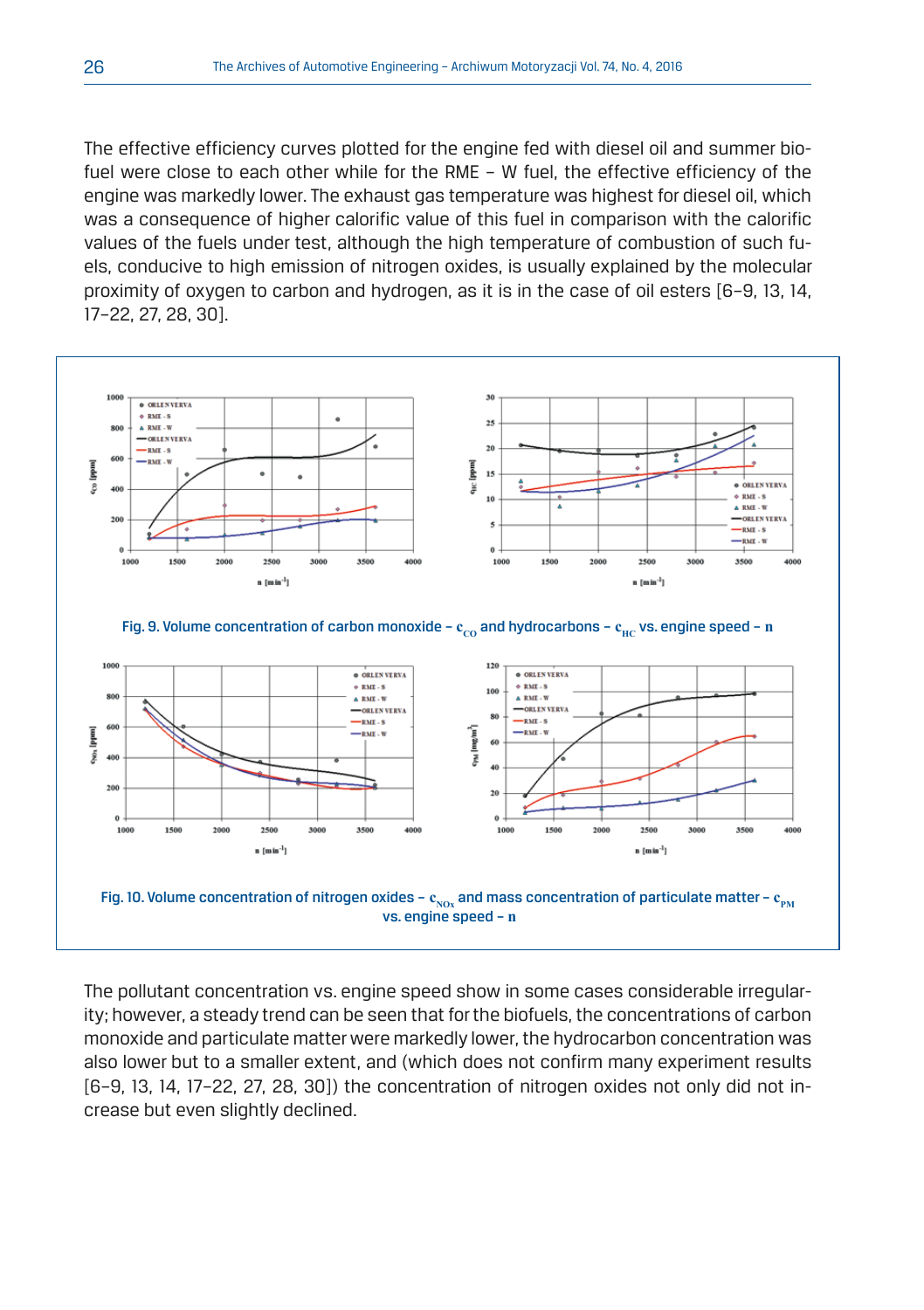The effective efficiency curves plotted for the engine fed with diesel oil and summer biofuel were close to each other while for the RME – W fuel, the effective efficiency of the engine was markedly lower. The exhaust gas temperature was highest for diesel oil, which was a consequence of higher calorific value of this fuel in comparison with the calorific values of the fuels under test, although the high temperature of combustion of such fuels, conducive to high emission of nitrogen oxides, is usually explained by the molecular proximity of oxygen to carbon and hydrogen, as it is in the case of oil esters [6–9, 13, 14, 17–22, 27, 28, 30].

Fig. 9. Volume concentration of carbon monoxide – $c_{CO}$ and hydrocarbons – $c_{HC}$ vs. engine speed – $n$

Fig. 10. Volume concentration of nitrogen oxides – $c_{NOx}$ and mass concentration of particulate matter – $c_{PM}$ vs. engine speed – $n$

The pollutant concentration vs. engine speed show in some cases considerable irregularity; however, a steady trend can be seen that for the biofuels, the concentrations of carbon monoxide and particulate matter were markedly lower, the hydrocarbon concentration was also lower but to a smaller extent, and (which does not confirm many experiment results [6–9, 13, 14, 17–22, 27, 28, 30]) the concentration of nitrogen oxides not only did not increase but even slightly declined.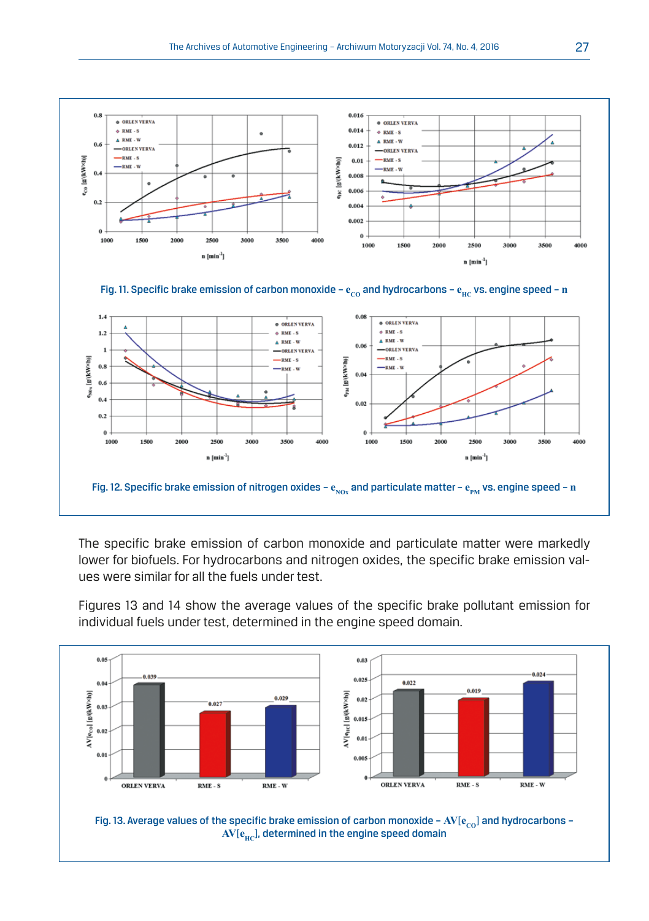Fig. 11. Specific brake emission of carbon monoxide – $e_{CO}$ and hydrocarbons – $e_{HC}$ vs. engine speed – n

Fig. 12. Specific brake emission of nitrogen oxides – $e_{NOx}$ and particulate matter – $e_{PM}$ vs. engine speed – n

The specific brake emission of carbon monoxide and particulate matter were markedly lower for biofuels. For hydrocarbons and nitrogen oxides, the specific brake emission values were similar for all the fuels under test.

Figures 13 and 14 show the average values of the specific brake pollutant emission for individual fuels under test, determined in the engine speed domain.

Fig. 13. Average values of the specific brake emission of carbon monoxide – $AV[e_{CO}]$ and hydrocarbons – $AV[e_{HC}]$, determined in the engine speed domain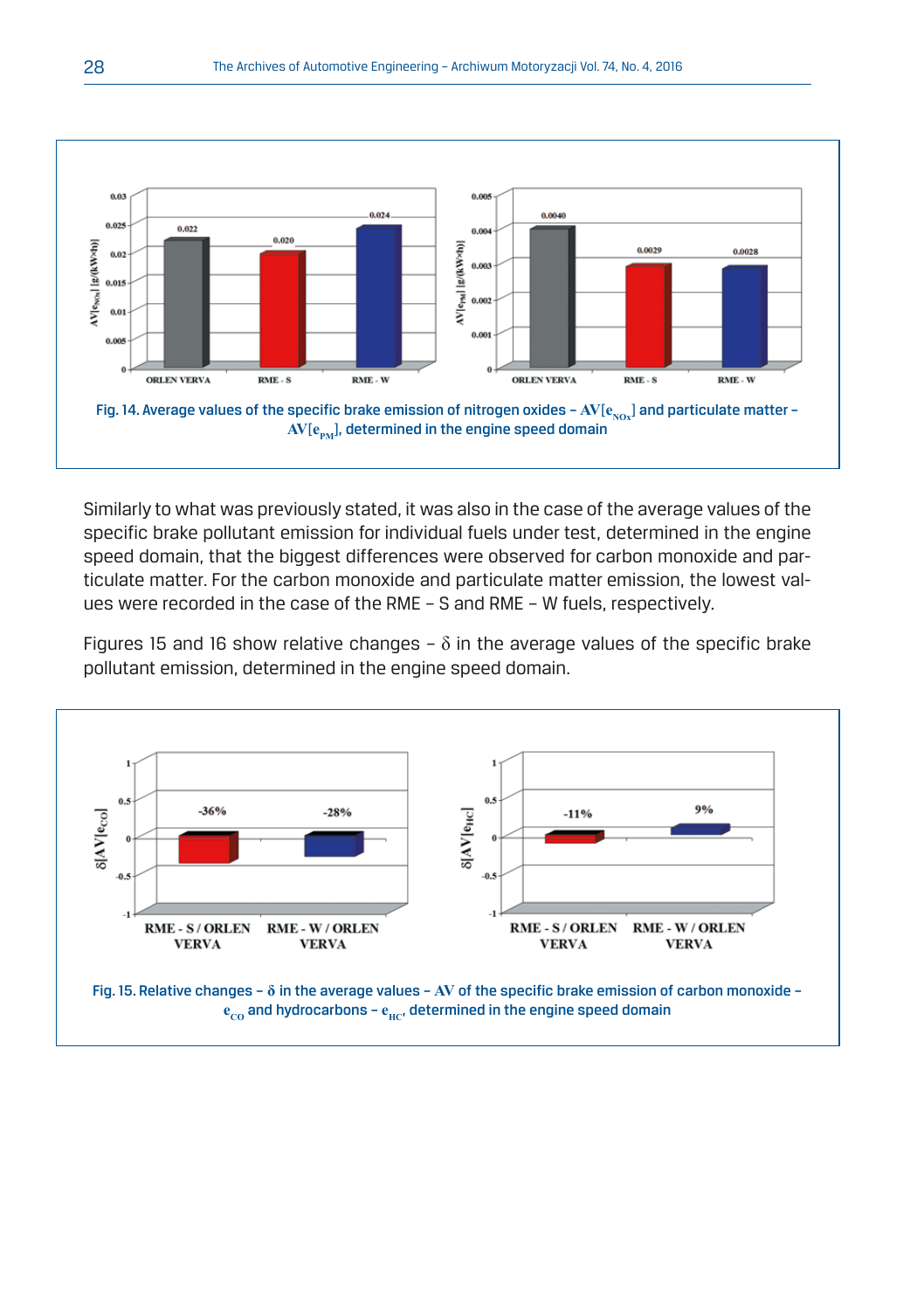Fig. 14. Average values of the specific brake emission of nitrogen oxides – $AV[e_{NOx}]$ and particulate matter – $AV[e_{PM}]$, determined in the engine speed domain

Similarly to what was previously stated, it was also in the case of the average values of the specific brake pollutant emission for individual fuels under test, determined in the engine speed domain, that the biggest differences were observed for carbon monoxide and particulate matter. For the carbon monoxide and particulate matter emission, the lowest values were recorded in the case of the RME – S and RME – W fuels, respectively.

Figures 15 and 16 show relative changes – $\delta$ in the average values of the specific brake pollutant emission, determined in the engine speed domain.

Fig. 15. Relative changes – $\delta$ in the average values – AV of the specific brake emission of carbon monoxide – $e_{CO}$ and hydrocarbons – $e_{HC}$, determined in the engine speed domain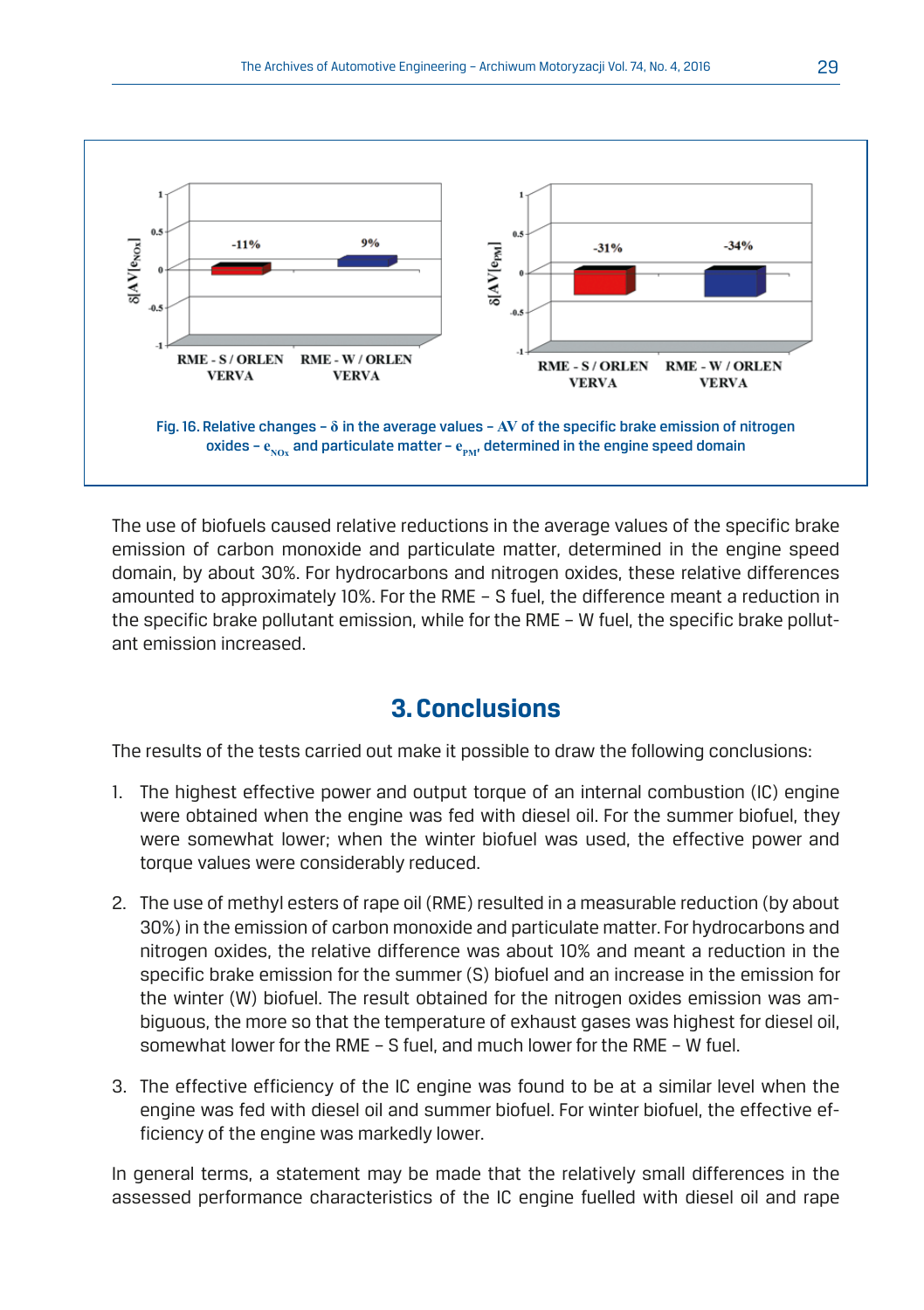Fig. 16. Relative changes – δ in the average values – AV of the specific brake emission of nitrogen oxides – $e_{NO_x}$ and particulate matter – $e_{PM}$, determined in the engine speed domain

The use of biofuels caused relative reductions in the average values of the specific brake emission of carbon monoxide and particulate matter, determined in the engine speed domain, by about 30%. For hydrocarbons and nitrogen oxides, these relative differences amounted to approximately 10%. For the RME – S fuel, the difference meant a reduction in the specific brake pollutant emission, while for the RME – W fuel, the specific brake pollutant emission increased.

## 3. Conclusions

The results of the tests carried out make it possible to draw the following conclusions:

1. The highest effective power and output torque of an internal combustion (IC) engine were obtained when the engine was fed with diesel oil. For the summer biofuel, they were somewhat lower; when the winter biofuel was used, the effective power and torque values were considerably reduced.
2. The use of methyl esters of rape oil (RME) resulted in a measurable reduction (by about 30%) in the emission of carbon monoxide and particulate matter. For hydrocarbons and nitrogen oxides, the relative difference was about 10% and meant a reduction in the specific brake emission for the summer (S) biofuel and an increase in the emission for the winter (W) biofuel. The result obtained for the nitrogen oxides emission was ambiguous, the more so that the temperature of exhaust gases was highest for diesel oil, somewhat lower for the RME – S fuel, and much lower for the RME – W fuel.
3. The effective efficiency of the IC engine was found to be at a similar level when the engine was fed with diesel oil and summer biofuel. For winter biofuel, the effective efficiency of the engine was markedly lower.

In general terms, a statement may be made that the relatively small differences in the assessed performance characteristics of the IC engine fuelled with diesel oil and rape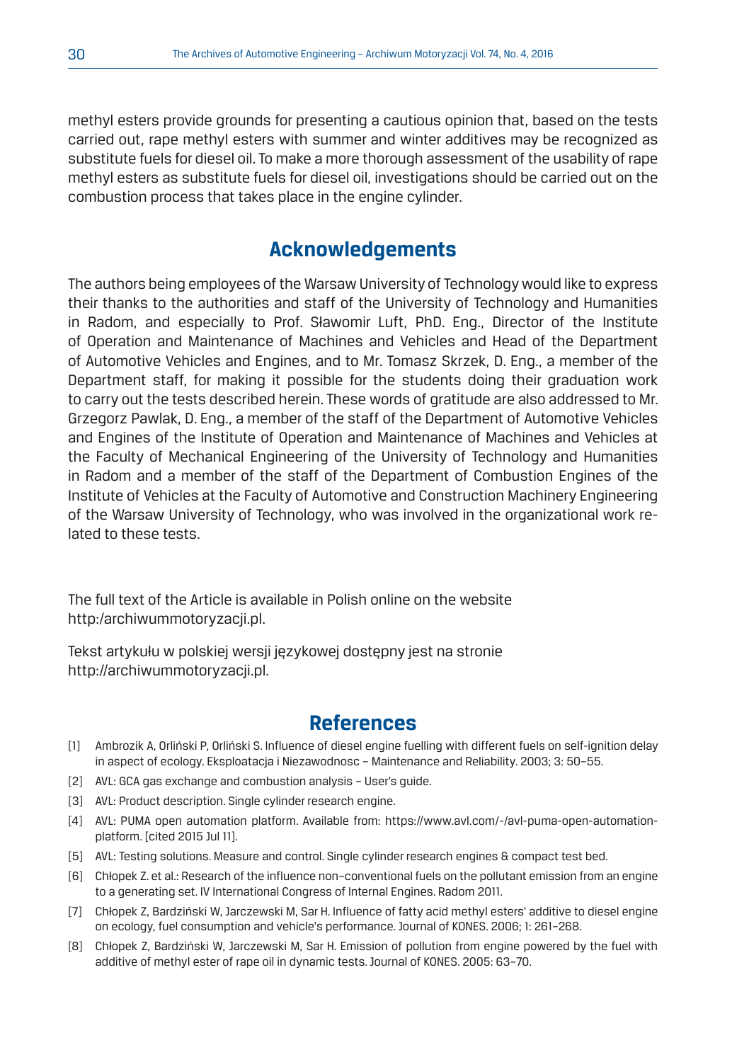methyl esters provide grounds for presenting a cautious opinion that, based on the tests carried out, rape methyl esters with summer and winter additives may be recognized as substitute fuels for diesel oil. To make a more thorough assessment of the usability of rape methyl esters as substitute fuels for diesel oil, investigations should be carried out on the combustion process that takes place in the engine cylinder.

## Acknowledgements

The authors being employees of the Warsaw University of Technology would like to express their thanks to the authorities and staff of the University of Technology and Humanities in Radom, and especially to Prof. Sławomir Luft, PhD. Eng., Director of the Institute of Operation and Maintenance of Machines and Vehicles and Head of the Department of Automotive Vehicles and Engines, and to Mr. Tomasz Skrzek, D. Eng., a member of the Department staff, for making it possible for the students doing their graduation work to carry out the tests described herein. These words of gratitude are also addressed to Mr. Grzegorz Pawlak, D. Eng., a member of the staff of the Department of Automotive Vehicles and Engines of the Institute of Operation and Maintenance of Machines and Vehicles at the Faculty of Mechanical Engineering of the University of Technology and Humanities in Radom and a member of the staff of the Department of Combustion Engines of the Institute of Vehicles at the Faculty of Automotive and Construction Machinery Engineering of the Warsaw University of Technology, who was involved in the organizational work related to these tests.

The full text of the Article is available in Polish online on the website http:/archiwummotoryzacji.pl.

Tekst artykułu w polskiej wersji językowej dostępny jest na stronie http://archiwummotoryzacji.pl.

## References

[1] Ambrozik A, Orliński P, Orliński S. Influence of diesel engine fuelling with different fuels on self-ignition delay in aspect of ecology. Eksploatacja i Niezawodnosc – Maintenance and Reliability. 2003; 3: 50–55.

[2] AVL: GCA gas exchange and combustion analysis – User's guide.

[3] AVL: Product description. Single cylinder research engine.

[4] AVL: PUMA open automation platform. Available from: https://www.avl.com/-/avl-puma-open-automation-platform. [cited 2015 Jul 11].

[5] AVL: Testing solutions. Measure and control. Single cylinder research engines & compact test bed.

[6] Chłopek Z. et al.: Research of the influence non–conventional fuels on the pollutant emission from an engine to a generating set. IV International Congress of Internal Engines. Radom 2011.

[7] Chłopek Z, Bardziński W, Jarczewski M, Sar H. Influence of fatty acid methyl esters' additive to diesel engine on ecology, fuel consumption and vehicle's performance. Journal of KONES. 2006; 1: 261–268.

[8] Chłopek Z, Bardziński W, Jarczewski M, Sar H. Emission of pollution from engine powered by the fuel with additive of methyl ester of rape oil in dynamic tests. Journal of KONES. 2005: 63–70.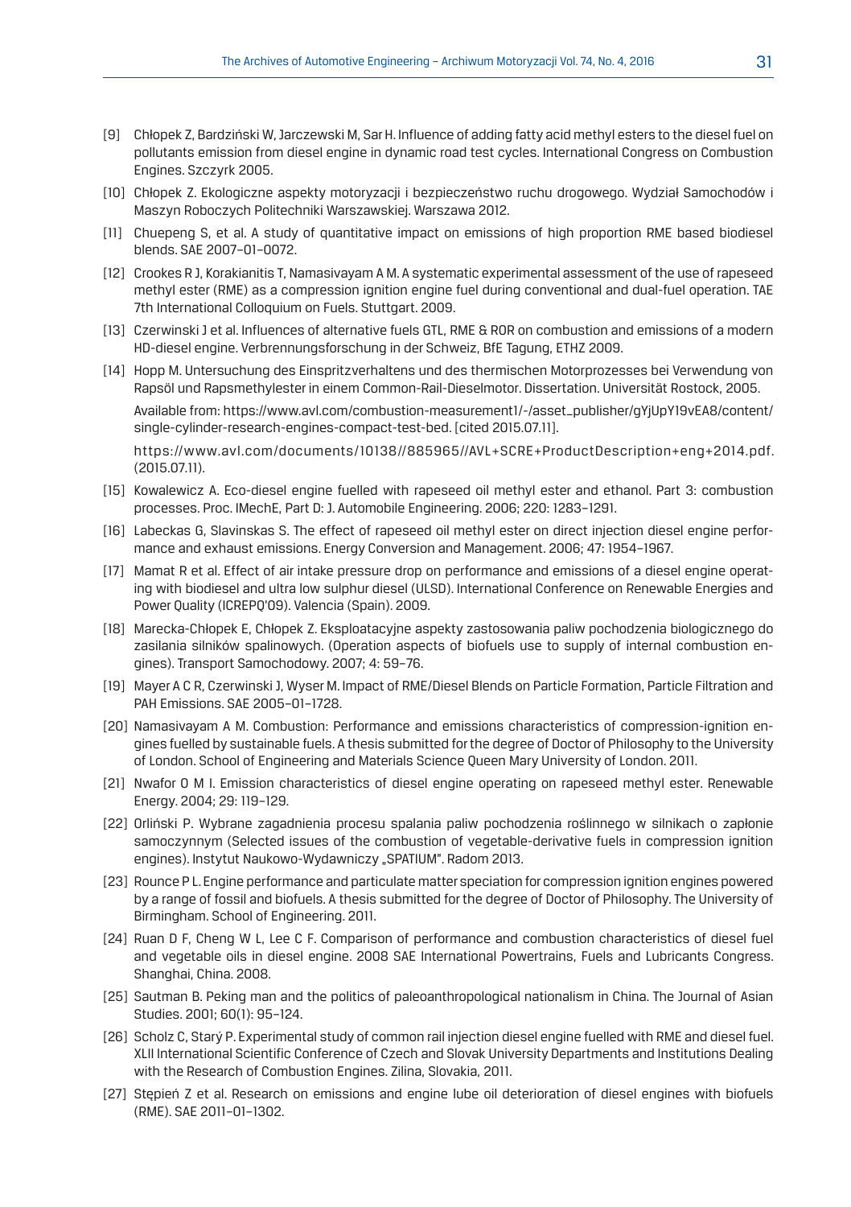[9] Chłopek Z, Bardziński W, Jarczewski M, Sar H. Influence of adding fatty acid methyl esters to the diesel fuel on pollutants emission from diesel engine in dynamic road test cycles. International Congress on Combustion Engines. Szczyrk 2005.

[10] Chłopek Z. Ekologiczne aspekty motoryzacji i bezpieczeństwo ruchu drogowego. Wydział Samochodów i Maszyn Roboczych Politechniki Warszawskiej. Warszawa 2012.

[11] Chuepeng S, et al. A study of quantitative impact on emissions of high proportion RME based biodiesel blends. SAE 2007-01-0072.

[12] Crookes R J, Korakianitis T, Namasivayam A M. A systematic experimental assessment of the use of rapeseed methyl ester (RME) as a compression ignition engine fuel during conventional and dual-fuel operation. TAE 7th International Colloquium on Fuels. Stuttgart. 2009.

[13] Czerwinski J et al. Influences of alternative fuels GTL, RME & ROR on combustion and emissions of a modern HD-diesel engine. Verbrennungsforschung in der Schweiz, BfE Tagung, ETHZ 2009.

[14] Hopp M. Untersuchung des Einspritzverhaltens und des thermischen Motorprozesses bei Verwendung von Rapsöl und Rapsmethylester in einem Common-Rail-Dieselmotor. Dissertation. Universität Rostock, 2005.

Available from: https://www.avl.com/combustion-measurement1/-/asset_publisher/gYjUpY19vEA8/content/single-cylinder-research-engines-compact-test-bed. [cited 2015.07.11].

https://www.avl.com/documents/10138//885965//AVL+SCRE+ProductDescription+eng+2014.pdf. (2015.07.11).

[15] Kowalewicz A. Eco-diesel engine fuelled with rapeseed oil methyl ester and ethanol. Part 3: combustion processes. Proc. IMechE, Part D: J. Automobile Engineering. 2006; 220: 1283–1291.

[16] Labeckas G, Slavinskas S. The effect of rapeseed oil methyl ester on direct injection diesel engine performance and exhaust emissions. Energy Conversion and Management. 2006; 47: 1954–1967.

[17] Mamat R et al. Effect of air intake pressure drop on performance and emissions of a diesel engine operating with biodiesel and ultra low sulphur diesel (ULSD). International Conference on Renewable Energies and Power Quality (ICREPQ'09). Valencia (Spain). 2009.

[18] Marecka-Chłopek E, Chłopek Z. Eksploatacyjne aspekty zastosowania paliw pochodzenia biologicznego do zasilania silników spalinowych. (Operation aspects of biofuels use to supply of internal combustion engines). Transport Samochodowy. 2007; 4: 59–76.

[19] Mayer A C R, Czerwinski J, Wyser M. Impact of RME/Diesel Blends on Particle Formation, Particle Filtration and PAH Emissions. SAE 2005-01-1728.

[20] Namasivayam A M. Combustion: Performance and emissions characteristics of compression-ignition engines fuelled by sustainable fuels. A thesis submitted for the degree of Doctor of Philosophy to the University of London. School of Engineering and Materials Science Queen Mary University of London. 2011.

[21] Nwafor O M I. Emission characteristics of diesel engine operating on rapeseed methyl ester. Renewable Energy. 2004; 29: 119–129.

[22] Orliński P. Wybrane zagadnienia procesu spalania paliw pochodzenia roślinnego w silnikach o zapłonie samoczynnym (Selected issues of the combustion of vegetable-derivative fuels in compression ignition engines). Instytut Naukowo-Wydawniczy „SPATIUM". Radom 2013.

[23] Rounce P L. Engine performance and particulate matter speciation for compression ignition engines powered by a range of fossil and biofuels. A thesis submitted for the degree of Doctor of Philosophy. The University of Birmingham. School of Engineering. 2011.

[24] Ruan D F, Cheng W L, Lee C F. Comparison of performance and combustion characteristics of diesel fuel and vegetable oils in diesel engine. 2008 SAE International Powertrains, Fuels and Lubricants Congress. Shanghai, China. 2008.

[25] Sautman B. Peking man and the politics of paleoanthropological nationalism in China. The Journal of Asian Studies. 2001; 60(1): 95–124.

[26] Scholz C, Starý P. Experimental study of common rail injection diesel engine fuelled with RME and diesel fuel. XLII International Scientific Conference of Czech and Slovak University Departments and Institutions Dealing with the Research of Combustion Engines. Zilina, Slovakia, 2011.

[27] Stępień Z et al. Research on emissions and engine lube oil deterioration of diesel engines with biofuels (RME). SAE 2011-01-1302.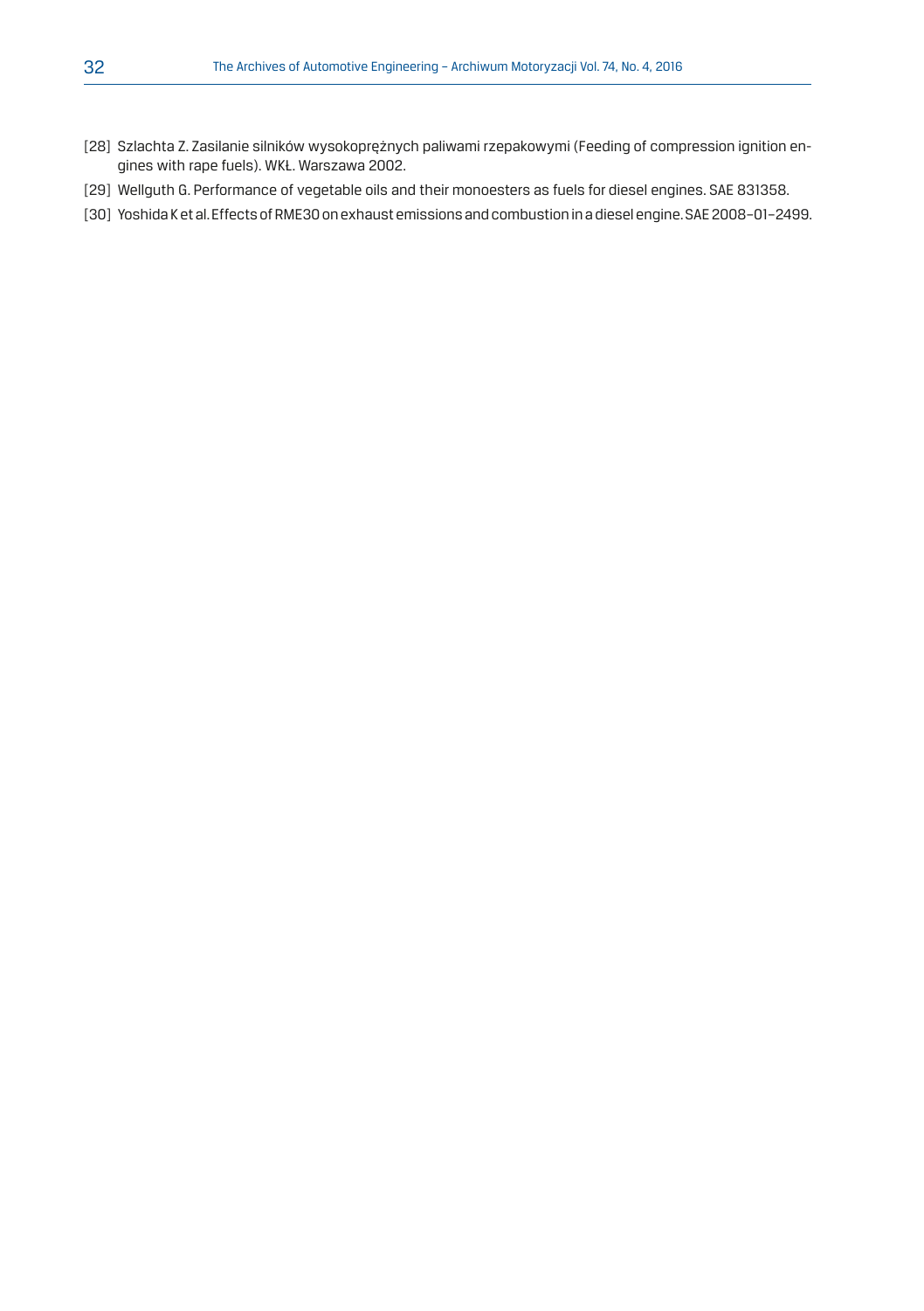[28] Szlachta Z. Zasilanie silników wysokoprężnych paliwami rzepakowymi (Feeding of compression ignition engines with rape fuels). WKŁ. Warszawa 2002.

[29] Wellguth G. Performance of vegetable oils and their monoesters as fuels for diesel engines. SAE 831358.

[30] Yoshida K et al. Effects of RME30 on exhaust emissions and combustion in a diesel engine. SAE 2008-01-2499.